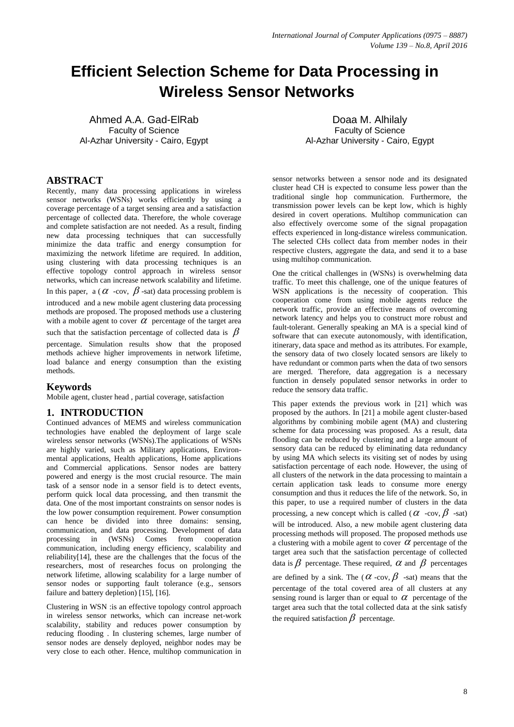# Efficient Selection Scheme for Data Processing in Wireless Sensor Networks

Ahmed A.A. Gad-ElRab
Faculty of Science
Al-Azhar University - Cairo, Egypt

Doaa M. Alhilaly
Faculty of Science
Al-Azhar University - Cairo, Egypt

## ABSTRACT

Recently, many data processing applications in wireless sensor networks (WSNs) works efficiently by using a coverage percentage of a target sensing area and a satisfaction percentage of collected data. Therefore, the whole coverage and complete satisfaction are not needed. As a result, finding new data processing techniques that can successfully minimize the data traffic and energy consumption for maximizing the network lifetime are required. In addition, using clustering with data processing techniques is an effective topology control approach in wireless sensor networks, which can increase network scalability and lifetime. In this paper, a ( $\alpha$ -cov, $\beta$ -sat) data processing problem is introduced and a new mobile agent clustering data processing methods are proposed. The proposed methods use a clustering with a mobile agent to cover $\alpha$ percentage of the target area such that the satisfaction percentage of collected data is $\beta$ percentage. Simulation results show that the proposed methods achieve higher improvements in network lifetime, load balance and energy consumption than the existing methods.

## Keywords

Mobile agent, cluster head , partial coverage, satisfaction

## 1. INTRODUCTION

Continued advances of MEMS and wireless communication technologies have enabled the deployment of large scale wireless sensor networks (WSNs).The applications of WSNs are highly varied, such as Military applications, Environ-mental applications, Health applications, Home applications and Commercial applications. Sensor nodes are battery powered and energy is the most crucial resource. The main task of a sensor node in a sensor field is to detect events, perform quick local data processing, and then transmit the data. One of the most important constraints on sensor nodes is the low power consumption requirement. Power consumption can hence be divided into three domains: sensing, communication, and data processing. Development of data processing in (WSNs) Comes from cooperation communication, including energy efficiency, scalability and reliability[14], these are the challenges that the focus of the researchers, most of researches focus on prolonging the network lifetime, allowing scalability for a large number of sensor nodes or supporting fault tolerance (e.g., sensors failure and battery depletion) [15], [16].

Clustering in WSN :is an effective topology control approach in wireless sensor networks, which can increase net-work scalability, stability and reduces power consumption by reducing flooding . In clustering schemes, large number of sensor nodes are densely deployed, neighbor nodes may be very close to each other. Hence, multihop communication in sensor networks between a sensor node and its designated cluster head CH is expected to consume less power than the traditional single hop communication. Furthermore, the transmission power levels can be kept low, which is highly desired in covert operations. Multihop communication can also effectively overcome some of the signal propagation effects experienced in long-distance wireless communication. The selected CHs collect data from member nodes in their respective clusters, aggregate the data, and send it to a base using multihop communication.

One the critical challenges in (WSNs) is overwhelming data traffic. To meet this challenge, one of the unique features of WSN applications is the necessity of cooperation. This cooperation come from using mobile agents reduce the network traffic, provide an effective means of overcoming network latency and helps you to construct more robust and fault-tolerant. Generally speaking an MA is a special kind of software that can execute autonomously, with identification, itinerary, data space and method as its attributes. For example, the sensory data of two closely located sensors are likely to have redundant or common parts when the data of two sensors are merged. Therefore, data aggregation is a necessary function in densely populated sensor networks in order to reduce the sensory data traffic.

This paper extends the previous work in [21] which was proposed by the authors. In [21] a mobile agent cluster-based algorithms by combining mobile agent (MA) and clustering scheme for data processing was proposed. As a result, data flooding can be reduced by clustering and a large amount of sensory data can be reduced by eliminating data redundancy by using MA which selects its visiting set of nodes by using satisfaction percentage of each node. However, the using of all clusters of the network in the data processing to maintain a certain application task leads to consume more energy consumption and thus it reduces the life of the network. So, in this paper, to use a required number of clusters in the data processing, a new concept which is called ( $\alpha$ -cov, $\beta$ -sat) will be introduced. Also, a new mobile agent clustering data processing methods will proposed. The proposed methods use a clustering with a mobile agent to cover $\alpha$ percentage of the target area such that the satisfaction percentage of collected data is $\beta$ percentage. These required, $\alpha$ and $\beta$ percentages are defined by a sink. The ( $\alpha$ -cov, $\beta$ -sat) means that the percentage of the total covered area of all clusters at any sensing round is larger than or equal to $\alpha$ percentage of the target area such that the total collected data at the sink satisfy the required satisfaction $\beta$ percentage.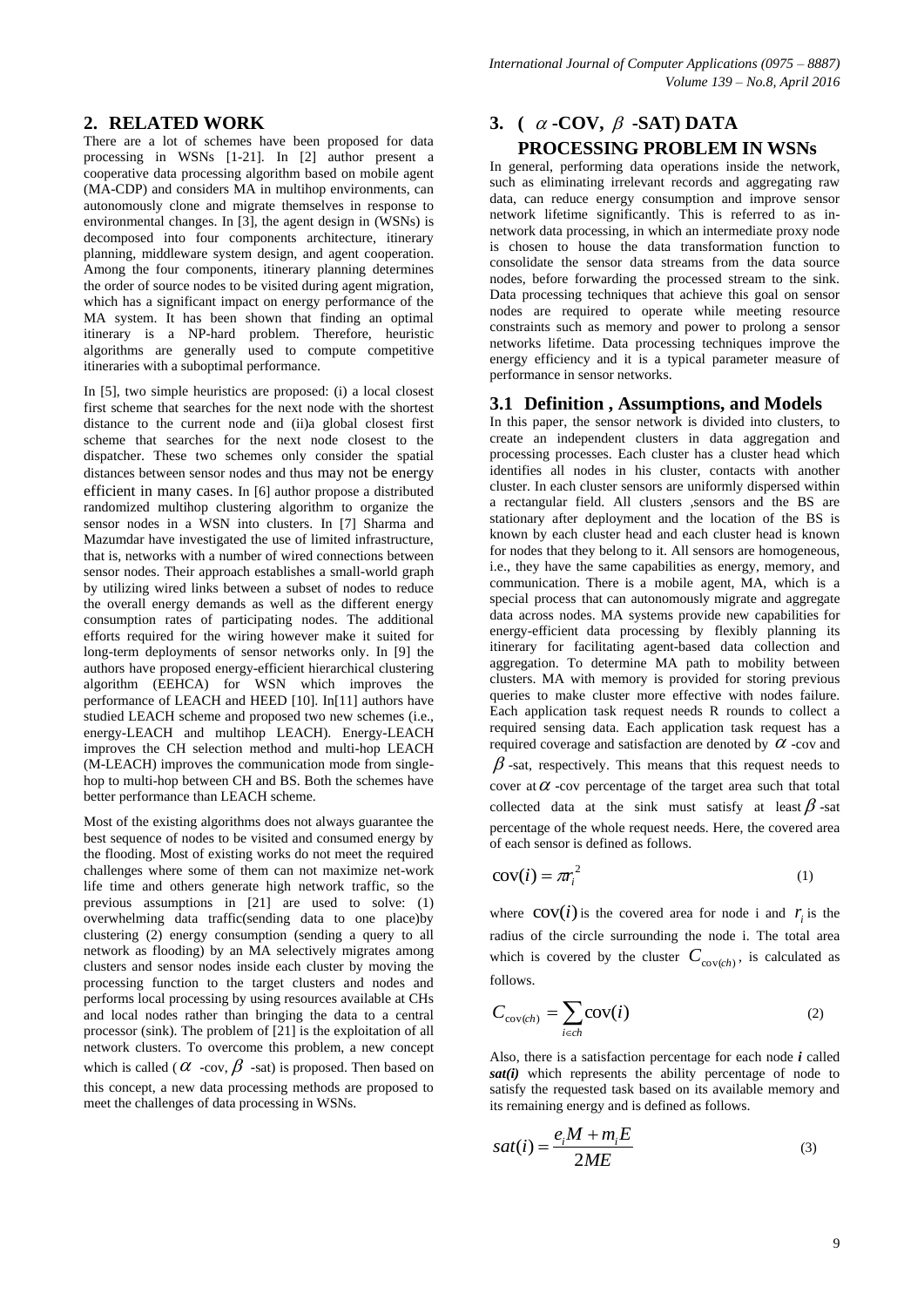## 2. RELATED WORK

There are a lot of schemes have been proposed for data processing in WSNs [1-21]. In [2] author present a cooperative data processing algorithm based on mobile agent (MA-CDP) and considers MA in multihop environments, can autonomously clone and migrate themselves in response to environmental changes. In [3], the agent design in (WSNs) is decomposed into four components architecture, itinerary planning, middleware system design, and agent cooperation. Among the four components, itinerary planning determines the order of source nodes to be visited during agent migration, which has a significant impact on energy performance of the MA system. It has been shown that finding an optimal itinerary is a NP-hard problem. Therefore, heuristic algorithms are generally used to compute competitive itineraries with a suboptimal performance.

In [5], two simple heuristics are proposed: (i) a local closest first scheme that searches for the next node with the shortest distance to the current node and (ii)a global closest first scheme that searches for the next node closest to the dispatcher. These two schemes only consider the spatial distances between sensor nodes and thus may not be energy efficient in many cases. In [6] author propose a distributed randomized multihop clustering algorithm to organize the sensor nodes in a WSN into clusters. In [7] Sharma and Mazumdar have investigated the use of limited infrastructure, that is, networks with a number of wired connections between sensor nodes. Their approach establishes a small-world graph by utilizing wired links between a subset of nodes to reduce the overall energy demands as well as the different energy consumption rates of participating nodes. The additional efforts required for the wiring however make it suited for long-term deployments of sensor networks only. In [9] the authors have proposed energy-efficient hierarchical clustering algorithm (EEHCA) for WSN which improves the performance of LEACH and HEED [10]. In[11] authors have studied LEACH scheme and proposed two new schemes (i.e., energy-LEACH and multihop LEACH). Energy-LEACH improves the CH selection method and multi-hop LEACH (M-LEACH) improves the communication mode from single-hop to multi-hop between CH and BS. Both the schemes have better performance than LEACH scheme.

Most of the existing algorithms does not always guarantee the best sequence of nodes to be visited and consumed energy by the flooding. Most of existing works do not meet the required challenges where some of them can not maximize net-work life time and others generate high network traffic, so the previous assumptions in [21] are used to solve: (1) overwhelming data traffic(sending data to one place)by clustering (2) energy consumption (sending a query to all network as flooding) by an MA selectively migrates among clusters and sensor nodes inside each cluster by moving the processing function to the target clusters and nodes and performs local processing by using resources available at CHs and local nodes rather than bringing the data to a central processor (sink). The problem of [21] is the exploitation of all network clusters. To overcome this problem, a new concept which is called ($\alpha$ -cov, $\beta$ -sat) is proposed. Then based on this concept, a new data processing methods are proposed to meet the challenges of data processing in WSNs.

## 3. ( $\alpha$ -COV, $\beta$ -SAT) DATA PROCESSING PROBLEM IN WSNs

In general, performing data operations inside the network, such as eliminating irrelevant records and aggregating raw data, can reduce energy consumption and improve sensor network lifetime significantly. This is referred to as in-network data processing, in which an intermediate proxy node is chosen to house the data transformation function to consolidate the sensor data streams from the data source nodes, before forwarding the processed stream to the sink. Data processing techniques that achieve this goal on sensor nodes are required to operate while meeting resource constraints such as memory and power to prolong a sensor networks lifetime. Data processing techniques improve the energy efficiency and it is a typical parameter measure of performance in sensor networks.

### 3.1 Definition , Assumptions, and Models

In this paper, the sensor network is divided into clusters, to create an independent clusters in data aggregation and processing processes. Each cluster has a cluster head which identifies all nodes in his cluster, contacts with another cluster. In each cluster sensors are uniformly dispersed within a rectangular field. All clusters ,sensors and the BS are stationary after deployment and the location of the BS is known by each cluster head and each cluster head is known for nodes that they belong to it. All sensors are homogeneous, i.e., they have the same capabilities as energy, memory, and communication. There is a mobile agent, MA, which is a special process that can autonomously migrate and aggregate data across nodes. MA systems provide new capabilities for energy-efficient data processing by flexibly planning its itinerary for facilitating agent-based data collection and aggregation. To determine MA path to mobility between clusters. MA with memory is provided for storing previous queries to make cluster more effective with nodes failure. Each application task request needs R rounds to collect a required sensing data. Each application task request has a required coverage and satisfaction are denoted by $\alpha$ -cov and $\beta$ -sat, respectively. This means that this request needs to cover at $\alpha$ -cov percentage of the target area such that total collected data at the sink must satisfy at least $\beta$ -sat percentage of the whole request needs. Here, the covered area of each sensor is defined as follows.

$$\mathrm{cov}(i) = \pi r_i^2 \tag{1}$$

where $\mathrm{cov}(i)$ is the covered area for node i and $r_i$ is the radius of the circle surrounding the node i. The total area which is covered by the cluster $C_{\mathrm{cov}(ch)}$, is calculated as follows.

$$C_{\mathrm{cov}(ch)} = \sum_{i \in ch} \mathrm{cov}(i) \tag{2}$$

Also, there is a satisfaction percentage for each node ***i*** called ***sat(i)*** which represents the ability percentage of node to satisfy the requested task based on its available memory and its remaining energy and is defined as follows.

$$sat(i) = \frac{e_i M + m_i E}{2ME} \tag{3}$$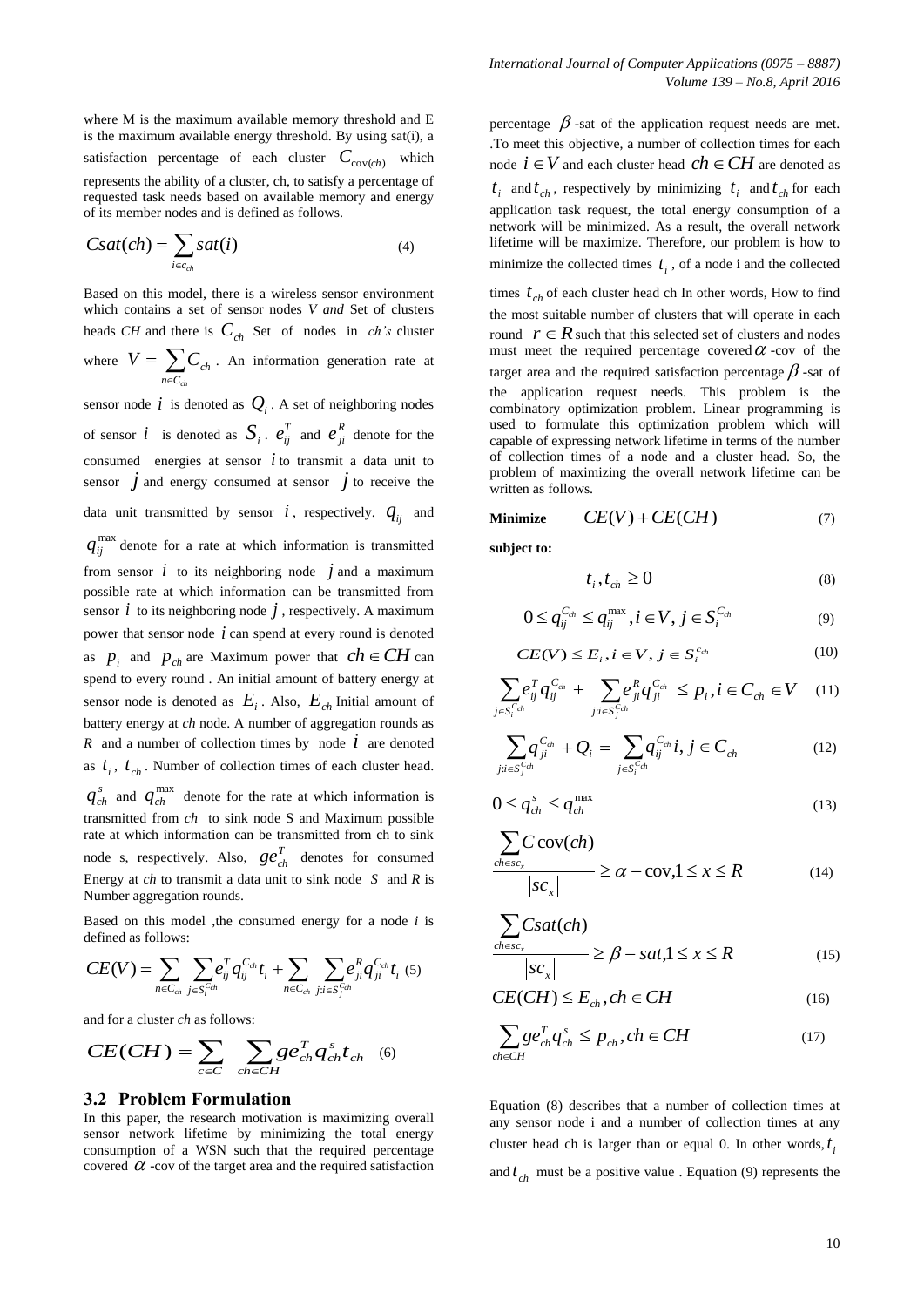where M is the maximum available memory threshold and E is the maximum available energy threshold. By using sat(i), a satisfaction percentage of each cluster $C_{\text{cov}(ch)}$ which represents the ability of a cluster, ch, to satisfy a percentage of requested task needs based on available memory and energy of its member nodes and is defined as follows.

$$Csat(ch) = \sum_{i \in c_{ch}} sat(i) \tag{4}$$

Based on this model, there is a wireless sensor environment which contains a set of sensor nodes *V and* Set of clusters heads *CH* and there is $C_{ch}$ Set of nodes in *ch's* cluster where $V = \sum_{n \in C_{ch}} C_{ch}$. An information generation rate at sensor node $i$ is denoted as $Q_i$. A set of neighboring nodes of sensor $i$ is denoted as $S_i$. $e_{ij}^T$ and $e_{ji}^R$ denote for the consumed energies at sensor $i$ to transmit a data unit to sensor $j$ and energy consumed at sensor $j$ to receive the data unit transmitted by sensor $i$, respectively. $q_{ij}$ and $q_{ij}^{\max}$ denote for a rate at which information is transmitted from sensor $i$ to its neighboring node $j$ and a maximum possible rate at which information can be transmitted from sensor $i$ to its neighboring node $j$, respectively. A maximum power that sensor node $i$ can spend at every round is denoted as $p_i$ and $p_{ch}$ are Maximum power that $ch \in CH$ can spend to every round . An initial amount of battery energy at sensor node is denoted as $E_i$. Also, $E_{ch}$ Initial amount of battery energy at *ch* node. A number of aggregation rounds as $R$ and a number of collection times by node $i$ are denoted as $t_i$, $t_{ch}$. Number of collection times of each cluster head. $q_{ch}^s$ and $q_{ch}^{\max}$ denote for the rate at which information is transmitted from *ch* to sink node S and Maximum possible rate at which information can be transmitted from ch to sink node s, respectively. Also, $ge_{ch}^T$ denotes for consumed Energy at *ch* to transmit a data unit to sink node $S$ and *R* is Number aggregation rounds.

Based on this model ,the consumed energy for a node *i* is defined as follows:

$$CE(V) = \sum_{n \in C_{ch}} \sum_{j \in S_i^{C_{ch}}} e_{ij}^T q_{ij}^{C_{ch}} t_i + \sum_{n \in C_{ch}} \sum_{j: i \in S_j^{C_{ch}}} e_{ji}^R q_{ji}^{C_{ch}} t_i \tag{5}$$

and for a cluster *ch* as follows:

$$CE(CH) = \sum_{c \in C} \sum_{ch \in CH} ge_{ch}^T q_{ch}^s t_{ch} \tag{6}$$

### 3.2 Problem Formulation

In this paper, the research motivation is maximizing overall sensor network lifetime by minimizing the total energy consumption of a WSN such that the required percentage covered $\alpha$ -cov of the target area and the required satisfaction percentage $\beta$ -sat of the application request needs are met. .To meet this objective, a number of collection times for each node $i \in V$ and each cluster head $ch \in CH$ are denoted as $t_i$ and $t_{ch}$, respectively by minimizing $t_i$ and $t_{ch}$ for each application task request, the total energy consumption of a network will be minimized. As a result, the overall network lifetime will be maximize. Therefore, our problem is how to minimize the collected times $t_i$, of a node i and the collected times $t_{ch}$ of each cluster head ch In other words, How to find the most suitable number of clusters that will operate in each round $r \in R$ such that this selected set of clusters and nodes must meet the required percentage covered $\alpha$ -cov of the target area and the required satisfaction percentage $\beta$ -sat of the application request needs. This problem is the combinatory optimization problem. Linear programming is used to formulate this optimization problem which will capable of expressing network lifetime in terms of the number of collection times of a node and a cluster head. So, the problem of maximizing the overall network lifetime can be written as follows.

**Minimize** 
$$CE(V) + CE(CH) \tag{7}$$

**subject to:**

$$t_i, t_{ch} \geq 0 \tag{8}$$

$$0 \leq q_{ij}^{C_{ch}} \leq q_{ij}^{\max}, i \in V, j \in S_i^{C_{ch}} \tag{9}$$

$$CE(V) \leq E_i, i \in V, j \in S_i^{c_{ch}} \tag{10}$$

$$\sum_{j \in S_i^{C_{ch}}} e_{ij}^T q_{ij}^{C_{ch}} + \sum_{j: i \in S_j^{C_{ch}}} e_{ji}^R q_{ji}^{C_{ch}} \leq p_i, i \in C_{ch} \in V \tag{11}$$

$$\sum_{j: i \in S_j^{C_{ch}}} q_{ji}^{C_{ch}} + Q_i = \sum_{j \in S_i^{C_{ch}}} q_{ij}^{C_{ch}} i, j \in C_{ch} \tag{12}$$

$$0 \leq q_{ch}^s \leq q_{ch}^{\max} \tag{13}$$

$$\frac{\sum_{ch \in sc_x} C\,\text{cov}(ch)}{|sc_x|} \geq \alpha - \text{cov}, 1 \leq x \leq R \tag{14}$$

$$\frac{\sum_{ch \in sc_x} Csat(ch)}{|sc_x|} \geq \beta - sat, 1 \leq x \leq R \tag{15}$$

$$CE(CH) \leq E_{ch}, ch \in CH \tag{16}$$

$$\sum_{ch \in CH} ge_{ch}^T q_{ch}^s \leq p_{ch}, ch \in CH \tag{17}$$

Equation (8) describes that a number of collection times at any sensor node i and a number of collection times at any cluster head ch is larger than or equal 0. In other words, $t_i$ and $t_{ch}$ must be a positive value . Equation (9) represents the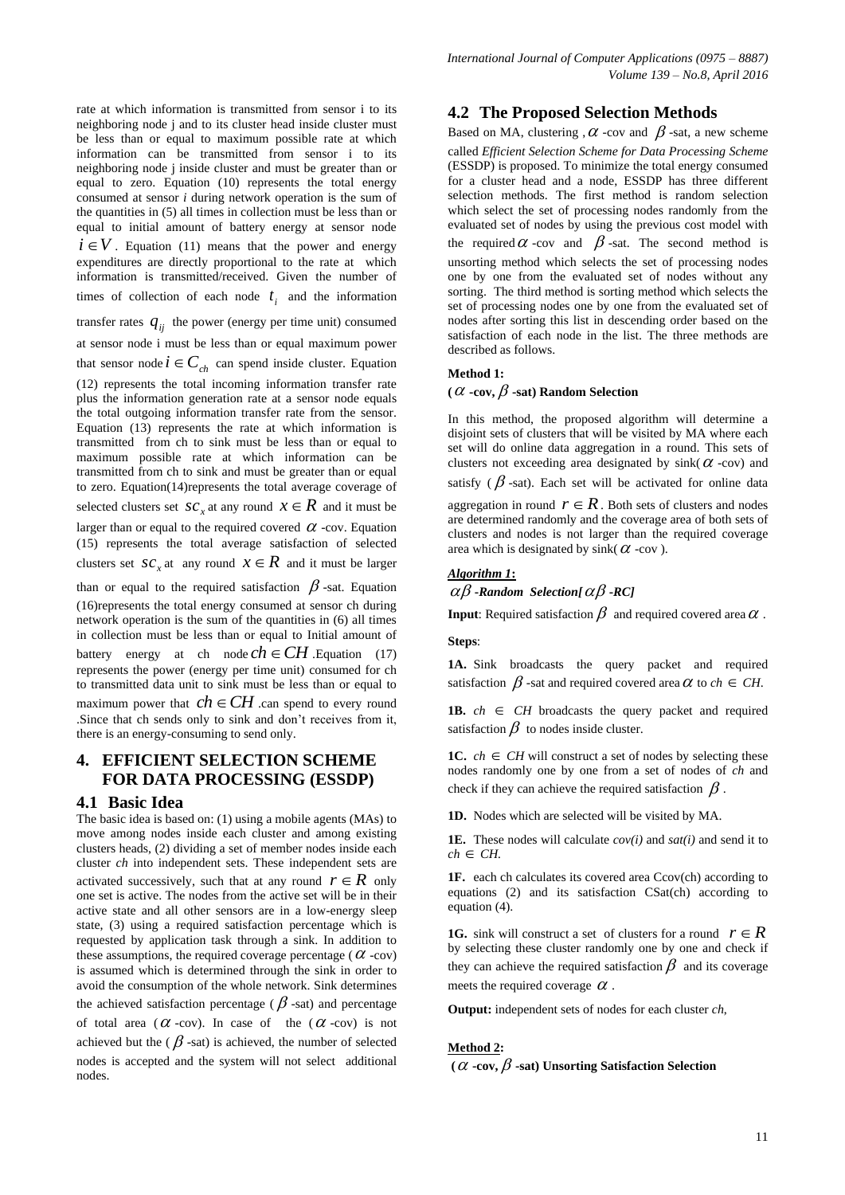rate at which information is transmitted from sensor i to its neighboring node j and to its cluster head inside cluster must be less than or equal to maximum possible rate at which information can be transmitted from sensor i to its neighboring node j inside cluster and must be greater than or equal to zero. Equation (10) represents the total energy consumed at sensor *i* during network operation is the sum of the quantities in (5) all times in collection must be less than or equal to initial amount of battery energy at sensor node $i \in V$. Equation (11) means that the power and energy expenditures are directly proportional to the rate at which information is transmitted/received. Given the number of times of collection of each node $t_i$ and the information transfer rates $q_{ij}$ the power (energy per time unit) consumed at sensor node i must be less than or equal maximum power that sensor node $i \in C_{ch}$ can spend inside cluster. Equation (12) represents the total incoming information transfer rate plus the information generation rate at a sensor node equals the total outgoing information transfer rate from the sensor. Equation (13) represents the rate at which information is transmitted from ch to sink must be less than or equal to maximum possible rate at which information can be transmitted from ch to sink and must be greater than or equal to zero. Equation(14)represents the total average coverage of selected clusters set $sc_x$ at any round $x \in R$ and it must be larger than or equal to the required covered $\alpha$ -cov. Equation (15) represents the total average satisfaction of selected clusters set $sc_x$ at any round $x \in R$ and it must be larger than or equal to the required satisfaction $\beta$ -sat. Equation (16)represents the total energy consumed at sensor ch during network operation is the sum of the quantities in (6) all times in collection must be less than or equal to Initial amount of battery energy at ch node $ch \in CH$ .Equation (17) represents the power (energy per time unit) consumed for ch to transmitted data unit to sink must be less than or equal to maximum power that $ch \in CH$ .can spend to every round .Since that ch sends only to sink and don't receives from it, there is an energy-consuming to send only.

# 4. EFFICIENT SELECTION SCHEME FOR DATA PROCESSING (ESSDP)

## 4.1 Basic Idea

The basic idea is based on: (1) using a mobile agents (MAs) to move among nodes inside each cluster and among existing clusters heads, (2) dividing a set of member nodes inside each cluster *ch* into independent sets. These independent sets are activated successively, such that at any round $r \in R$ only one set is active. The nodes from the active set will be in their active state and all other sensors are in a low-energy sleep state, (3) using a required satisfaction percentage which is requested by application task through a sink. In addition to these assumptions, the required coverage percentage ($\alpha$ -cov) is assumed which is determined through the sink in order to avoid the consumption of the whole network. Sink determines the achieved satisfaction percentage ($\beta$ -sat) and percentage of total area ($\alpha$ -cov). In case of the ($\alpha$ -cov) is not achieved but the ($\beta$ -sat) is achieved, the number of selected nodes is accepted and the system will not select additional nodes.

## 4.2 The Proposed Selection Methods

Based on MA, clustering , $\alpha$ -cov and $\beta$ -sat, a new scheme called *Efficient Selection Scheme for Data Processing Scheme* (ESSDP) is proposed. To minimize the total energy consumed for a cluster head and a node, ESSDP has three different selection methods. The first method is random selection which select the set of processing nodes randomly from the evaluated set of nodes by using the previous cost model with the required $\alpha$ -cov and $\beta$ -sat. The second method is unsorting method which selects the set of processing nodes one by one from the evaluated set of nodes without any sorting. The third method is sorting method which selects the set of processing nodes one by one from the evaluated set of nodes after sorting this list in descending order based on the satisfaction of each node in the list. The three methods are described as follows.

**Method 1:**

**($\alpha$ -cov, $\beta$ -sat) Random Selection**

In this method, the proposed algorithm will determine a disjoint sets of clusters that will be visited by MA where each set will do online data aggregation in a round. This sets of clusters not exceeding area designated by sink($\alpha$ -cov) and satisfy ($\beta$ -sat). Each set will be activated for online data aggregation in round $r \in R$. Both sets of clusters and nodes are determined randomly and the coverage area of both sets of clusters and nodes is not larger than the required coverage area which is designated by sink($\alpha$ -cov ).

***Algorithm 1*:**

***$\alpha\beta$ -Random Selection[$\alpha\beta$ -RC]***

**Input**: Required satisfaction $\beta$ and required covered area $\alpha$ .

**Steps**:

**1A.** Sink broadcasts the query packet and required satisfaction $\beta$ -sat and required covered area $\alpha$ to $ch \in CH$.

**1B.** $ch \in CH$ broadcasts the query packet and required satisfaction $\beta$ to nodes inside cluster.

**1C.** $ch \in CH$ will construct a set of nodes by selecting these nodes randomly one by one from a set of nodes of *ch* and check if they can achieve the required satisfaction $\beta$ .

**1D.** Nodes which are selected will be visited by MA.

**1E.** These nodes will calculate *cov(i)* and *sat(i)* and send it to $ch \in CH$.

**1F.** each ch calculates its covered area Ccov(ch) according to equations (2) and its satisfaction CSat(ch) according to equation (4).

**1G.** sink will construct a set of clusters for a round $r \in R$ by selecting these cluster randomly one by one and check if they can achieve the required satisfaction $\beta$ and its coverage meets the required coverage $\alpha$ .

**Output:** independent sets of nodes for each cluster *ch*,

**Method 2:**

**($\alpha$ -cov, $\beta$ -sat) Unsorting Satisfaction Selection**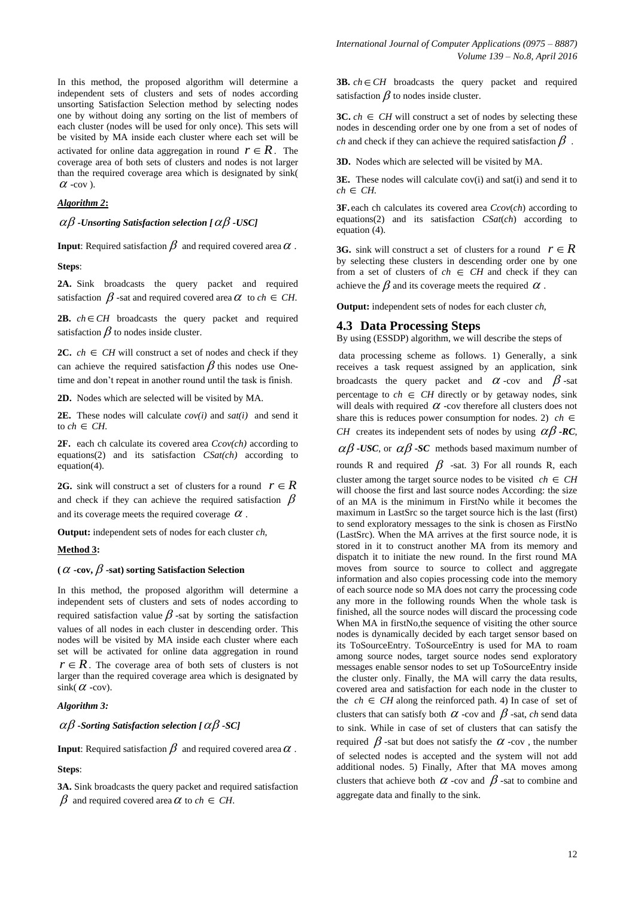In this method, the proposed algorithm will determine a independent sets of clusters and sets of nodes according unsorting Satisfaction Selection method by selecting nodes one by without doing any sorting on the list of members of each cluster (nodes will be used for only once). This sets will be visited by MA inside each cluster where each set will be activated for online data aggregation in round $r \in R$. The coverage area of both sets of clusters and nodes is not larger than the required coverage area which is designated by sink( $\alpha$ -cov ).

***Algorithm 2*:**

***$\alpha\beta$ -Unsorting Satisfaction selection [ $\alpha\beta$ -USC]***

**Input**: Required satisfaction $\beta$ and required covered area $\alpha$.

**Steps**:

**2A.** Sink broadcasts the query packet and required satisfaction $\beta$ -sat and required covered area $\alpha$ to *ch* $\in$ *CH*.

**2B.** *ch* $\in$ *CH* broadcasts the query packet and required satisfaction $\beta$ to nodes inside cluster.

**2C.** *ch* $\in$ *CH* will construct a set of nodes and check if they can achieve the required satisfaction $\beta$ this nodes use One-time and don't repeat in another round until the task is finish.

**2D.** Nodes which are selected will be visited by MA.

**2E.** These nodes will calculate *cov(i)* and *sat(i)* and send it to *ch* $\in$ *CH*.

**2F.** each ch calculate its covered area *Ccov(ch)* according to equations(2) and its satisfaction *CSat(ch)* according to equation(4).

**2G.** sink will construct a set of clusters for a round $r \in R$ and check if they can achieve the required satisfaction $\beta$ and its coverage meets the required coverage $\alpha$.

**Output:** independent sets of nodes for each cluster *ch*,

**Method 3:**

**( $\alpha$ -cov, $\beta$ -sat) sorting Satisfaction Selection**

In this method, the proposed algorithm will determine a independent sets of clusters and sets of nodes according to required satisfaction value $\beta$ -sat by sorting the satisfaction values of all nodes in each cluster in descending order. This nodes will be visited by MA inside each cluster where each set will be activated for online data aggregation in round $r \in R$. The coverage area of both sets of clusters is not larger than the required coverage area which is designated by sink( $\alpha$ -cov).

***Algorithm 3:***

***$\alpha\beta$ -Sorting Satisfaction selection [ $\alpha\beta$ -SC]***

**Input**: Required satisfaction $\beta$ and required covered area $\alpha$.

**Steps**:

**3A.** Sink broadcasts the query packet and required satisfaction $\beta$ and required covered area $\alpha$ to *ch* $\in$ *CH*.

**3B.** *ch* $\in$ *CH* broadcasts the query packet and required satisfaction $\beta$ to nodes inside cluster.

**3C.** *ch* $\in$ *CH* will construct a set of nodes by selecting these nodes in descending order one by one from a set of nodes of *ch* and check if they can achieve the required satisfaction $\beta$.

**3D.** Nodes which are selected will be visited by MA.

**3E.** These nodes will calculate cov(i) and sat(i) and send it to *ch* $\in$ *CH*.

**3F.** each ch calculates its covered area *Ccov*(*ch*) according to equations(2) and its satisfaction *CSat*(*ch*) according to equation (4).

**3G.** sink will construct a set of clusters for a round $r \in R$ by selecting these clusters in descending order one by one from a set of clusters of *ch* $\in$ *CH* and check if they can achieve the $\beta$ and its coverage meets the required $\alpha$.

**Output:** independent sets of nodes for each cluster *ch*,

## 4.3 Data Processing Steps

By using (ESSDP) algorithm, we will describe the steps of

data processing scheme as follows. 1) Generally, a sink receives a task request assigned by an application, sink broadcasts the query packet and $\alpha$ -cov and $\beta$ -sat percentage to *ch* $\in$ *CH* directly or by getaway nodes, sink will deals with required $\alpha$ -cov therefore all clusters does not share this is reduces power consumption for nodes. 2) *ch* $\in$ *CH* creates its independent sets of nodes by using ***$\alpha\beta$ -RC***, ***$\alpha\beta$ -USC***, or ***$\alpha\beta$ -SC*** methods based maximum number of rounds R and required $\beta$ -sat. 3) For all rounds R, each cluster among the target source nodes to be visited *ch* $\in$ *CH* will choose the first and last source nodes According: the size of an MA is the minimum in FirstNo while it becomes the maximum in LastSrc so the target source hich is the last (first) to send exploratory messages to the sink is chosen as FirstNo (LastSrc). When the MA arrives at the first source node, it is stored in it to construct another MA from its memory and dispatch it to initiate the new round. In the first round MA moves from source to source to collect and aggregate information and also copies processing code into the memory of each source node so MA does not carry the processing code any more in the following rounds When the whole task is finished, all the source nodes will discard the processing code When MA in firstNo,the sequence of visiting the other source nodes is dynamically decided by each target sensor based on its ToSourceEntry. ToSourceEntry is used for MA to roam among source nodes, target source nodes send exploratory messages enable sensor nodes to set up ToSourceEntry inside the cluster only. Finally, the MA will carry the data results, covered area and satisfaction for each node in the cluster to the *ch* $\in$ *CH* along the reinforced path. 4) In case of set of clusters that can satisfy both $\alpha$ -cov and $\beta$ -sat, *ch* send data to sink. While in case of set of clusters that can satisfy the required $\beta$ -sat but does not satisfy the $\alpha$ -cov , the number of selected nodes is accepted and the system will not add additional nodes. 5) Finally, After that MA moves among clusters that achieve both $\alpha$ -cov and $\beta$ -sat to combine and aggregate data and finally to the sink.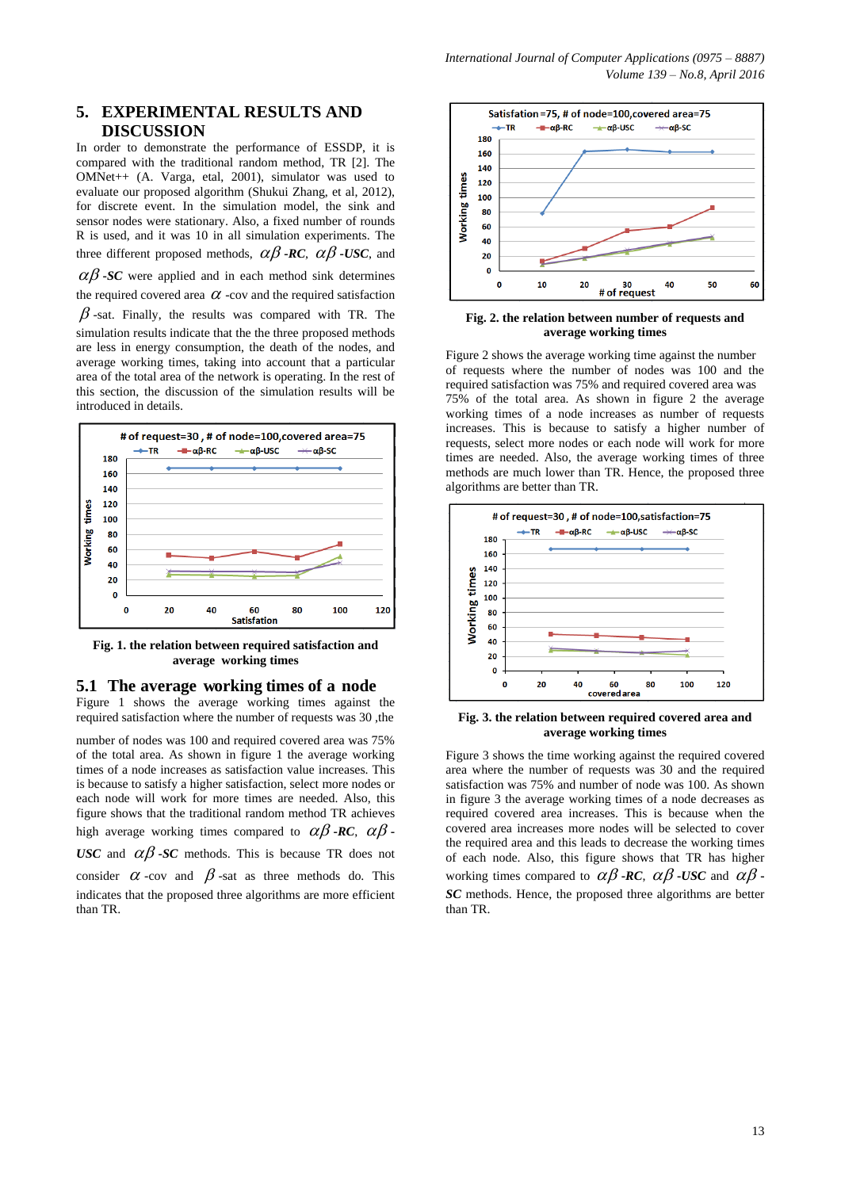## 5. EXPERIMENTAL RESULTS AND DISCUSSION

In order to demonstrate the performance of ESSDP, it is compared with the traditional random method, TR [2]. The OMNet++ (A. Varga, etal, 2001), simulator was used to evaluate our proposed algorithm (Shukui Zhang, et al, 2012), for discrete event. In the simulation model, the sink and sensor nodes were stationary. Also, a fixed number of rounds R is used, and it was 10 in all simulation experiments. The three different proposed methods, $\alpha\beta$ ***-RC***, $\alpha\beta$ ***-USC***, and $\alpha\beta$ ***-SC*** were applied and in each method sink determines the required covered area $\alpha$ -cov and the required satisfaction $\beta$ -sat. Finally, the results was compared with TR. The simulation results indicate that the the three proposed methods are less in energy consumption, the death of the nodes, and average working times, taking into account that a particular area of the total area of the network is operating. In the rest of this section, the discussion of the simulation results will be introduced in details.

**Fig. 1. the relation between required satisfaction and average working times**

### 5.1 The average working times of a node

Figure 1 shows the average working times against the required satisfaction where the number of requests was 30 ,the number of nodes was 100 and required covered area was 75% of the total area. As shown in figure 1 the average working times of a node increases as satisfaction value increases. This is because to satisfy a higher satisfaction, select more nodes or each node will work for more times are needed. Also, this figure shows that the traditional random method TR achieves high average working times compared to $\alpha\beta$ ***-RC***, $\alpha\beta$ ***-USC*** and $\alpha\beta$ ***-SC*** methods. This is because TR does not consider $\alpha$ -cov and $\beta$ -sat as three methods do. This indicates that the proposed three algorithms are more efficient than TR.

**Fig. 2. the relation between number of requests and average working times**

Figure 2 shows the average working time against the number of requests where the number of nodes was 100 and the required satisfaction was 75% and required covered area was 75% of the total area. As shown in figure 2 the average working times of a node increases as number of requests increases. This is because to satisfy a higher number of requests, select more nodes or each node will work for more times are needed. Also, the average working times of three methods are much lower than TR. Hence, the proposed three algorithms are better than TR.

**Fig. 3. the relation between required covered area and average working times**

Figure 3 shows the time working against the required covered area where the number of requests was 30 and the required satisfaction was 75% and number of node was 100. As shown in figure 3 the average working times of a node decreases as required covered area increases. This is because when the covered area increases more nodes will be selected to cover the required area and this leads to decrease the working times of each node. Also, this figure shows that TR has higher working times compared to $\alpha\beta$ ***-RC***, $\alpha\beta$ ***-USC*** and $\alpha\beta$ ***-SC*** methods. Hence, the proposed three algorithms are better than TR.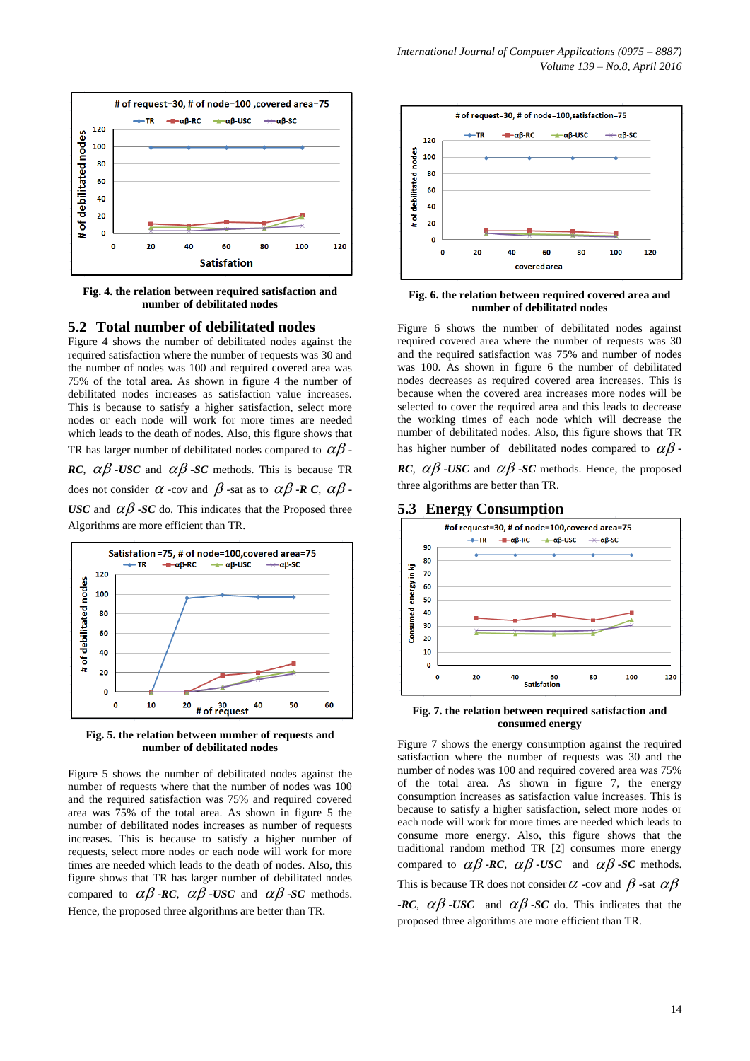Fig. 4. the relation between required satisfaction and number of debilitated nodes

## 5.2 Total number of debilitated nodes

Figure 4 shows the number of debilitated nodes against the required satisfaction where the number of requests was 30 and the number of nodes was 100 and required covered area was 75% of the total area. As shown in figure 4 the number of debilitated nodes increases as satisfaction value increases. This is because to satisfy a higher satisfaction, select more nodes or each node will work for more times are needed which leads to the death of nodes. Also, this figure shows that TR has larger number of debilitated nodes compared to $\alpha\beta$-*RC*, $\alpha\beta$-*USC* and $\alpha\beta$-*SC* methods. This is because TR does not consider $\alpha$ -cov and $\beta$ -sat as to $\alpha\beta$-*R C*, $\alpha\beta$-*USC* and $\alpha\beta$-*SC* do. This indicates that the Proposed three Algorithms are more efficient than TR.

Fig. 5. the relation between number of requests and number of debilitated nodes

Figure 5 shows the number of debilitated nodes against the number of requests where that the number of nodes was 100 and the required satisfaction was 75% and required covered area was 75% of the total area. As shown in figure 5 the number of debilitated nodes increases as number of requests increases. This is because to satisfy a higher number of requests, select more nodes or each node will work for more times are needed which leads to the death of nodes. Also, this figure shows that TR has larger number of debilitated nodes compared to $\alpha\beta$-*RC*, $\alpha\beta$-*USC* and $\alpha\beta$-*SC* methods. Hence, the proposed three algorithms are better than TR.

Fig. 6. the relation between required covered area and number of debilitated nodes

Figure 6 shows the number of debilitated nodes against required covered area where the number of requests was 30 and the required satisfaction was 75% and number of nodes was 100. As shown in figure 6 the number of debilitated nodes decreases as required covered area increases. This is because when the covered area increases more nodes will be selected to cover the required area and this leads to decrease the working times of each node which will decrease the number of debilitated nodes. Also, this figure shows that TR has higher number of debilitated nodes compared to $\alpha\beta$-*RC*, $\alpha\beta$-*USC* and $\alpha\beta$-*SC* methods. Hence, the proposed three algorithms are better than TR.

## 5.3 Energy Consumption

Fig. 7. the relation between required satisfaction and consumed energy

Figure 7 shows the energy consumption against the required satisfaction where the number of requests was 30 and the number of nodes was 100 and required covered area was 75% of the total area. As shown in figure 7, the energy consumption increases as satisfaction value increases. This is because to satisfy a higher satisfaction, select more nodes or each node will work for more times are needed which leads to consume more energy. Also, this figure shows that the traditional random method TR [2] consumes more energy compared to $\alpha\beta$-*RC*, $\alpha\beta$-*USC* and $\alpha\beta$-*SC* methods. This is because TR does not consider $\alpha$ -cov and $\beta$ -sat $\alpha\beta$-*RC*, $\alpha\beta$-*USC* and $\alpha\beta$-*SC* do. This indicates that the proposed three algorithms are more efficient than TR.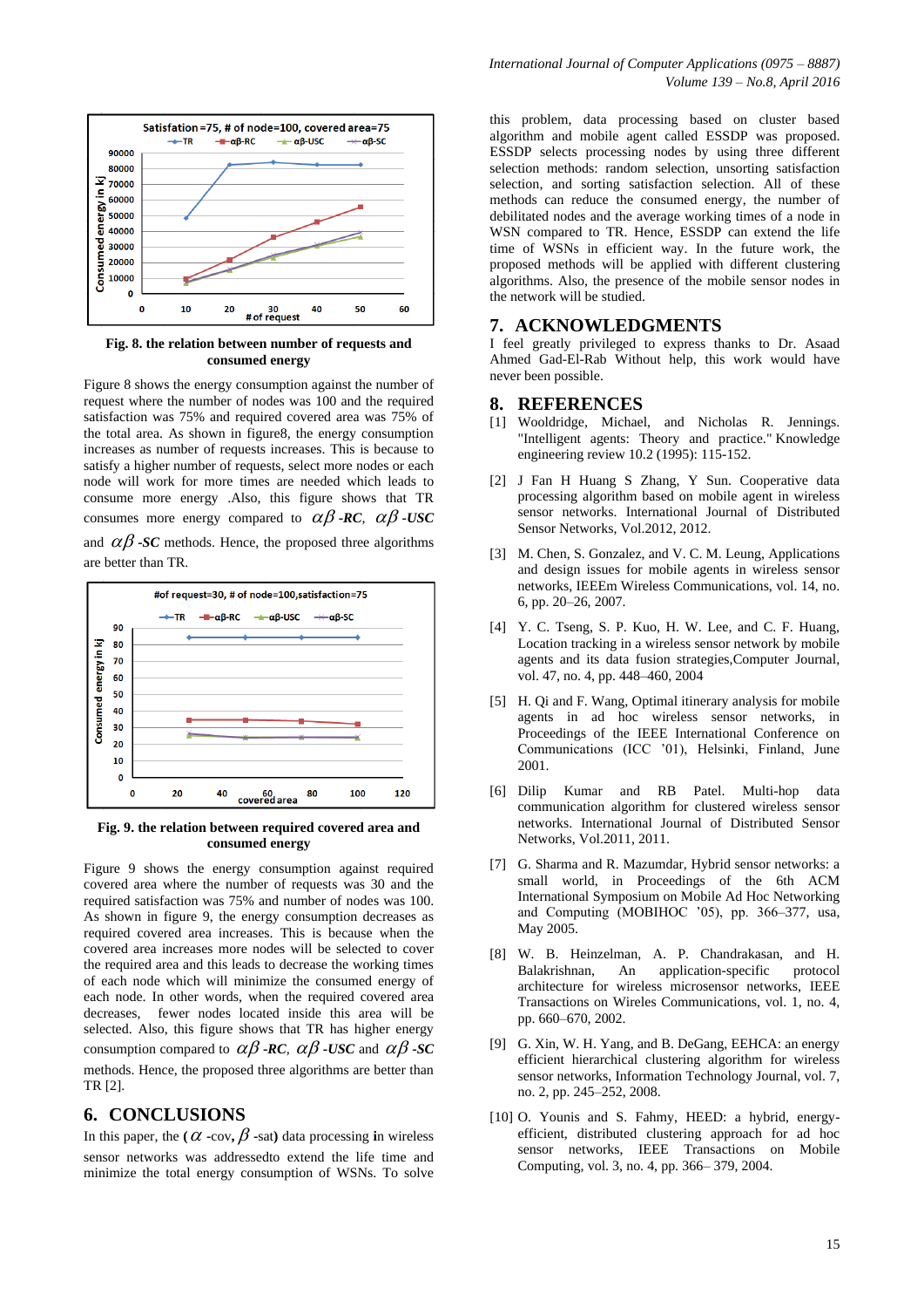Fig. 8. the relation between number of requests and consumed energy

Figure 8 shows the energy consumption against the number of request where the number of nodes was 100 and the required satisfaction was 75% and required covered area was 75% of the total area. As shown in figure8, the energy consumption increases as number of requests increases. This is because to satisfy a higher number of requests, select more nodes or each node will work for more times are needed which leads to consume more energy .Also, this figure shows that TR consumes more energy compared to $\alpha\beta$ **-RC**, $\alpha\beta$ **-USC** and $\alpha\beta$ **-SC** methods. Hence, the proposed three algorithms are better than TR.

Fig. 9. the relation between required covered area and consumed energy

Figure 9 shows the energy consumption against required covered area where the number of requests was 30 and the required satisfaction was 75% and number of nodes was 100. As shown in figure 9, the energy consumption decreases as required covered area increases. This is because when the covered area increases more nodes will be selected to cover the required area and this leads to decrease the working times of each node which will minimize the consumed energy of each node. In other words, when the required covered area decreases, fewer nodes located inside this area will be selected. Also, this figure shows that TR has higher energy consumption compared to $\alpha\beta$ **-RC**, $\alpha\beta$ **-USC** and $\alpha\beta$ **-SC** methods. Hence, the proposed three algorithms are better than TR [2].

## 6. CONCLUSIONS

In this paper, the **(** $\alpha$ -cov**,** $\beta$ -sat**)** data processing **in** wireless sensor networks was addressedto extend the life time and minimize the total energy consumption of WSNs. To solve this problem, data processing based on cluster based algorithm and mobile agent called ESSDP was proposed. ESSDP selects processing nodes by using three different selection methods: random selection, unsorting satisfaction selection, and sorting satisfaction selection. All of these methods can reduce the consumed energy, the number of debilitated nodes and the average working times of a node in WSN compared to TR. Hence, ESSDP can extend the life time of WSNs in efficient way. In the future work, the proposed methods will be applied with different clustering algorithms. Also, the presence of the mobile sensor nodes in the network will be studied.

## 7. ACKNOWLEDGMENTS

I feel greatly privileged to express thanks to Dr. Asaad Ahmed Gad-El-Rab Without help, this work would have never been possible.

## 8. REFERENCES

[1] Wooldridge, Michael, and Nicholas R. Jennings. "Intelligent agents: Theory and practice." Knowledge engineering review 10.2 (1995): 115-152.

[2] J Fan H Huang S Zhang, Y Sun. Cooperative data processing algorithm based on mobile agent in wireless sensor networks. International Journal of Distributed Sensor Networks, Vol.2012, 2012.

[3] M. Chen, S. Gonzalez, and V. C. M. Leung, Applications and design issues for mobile agents in wireless sensor networks, IEEEm Wireless Communications, vol. 14, no. 6, pp. 20–26, 2007.

[4] Y. C. Tseng, S. P. Kuo, H. W. Lee, and C. F. Huang, Location tracking in a wireless sensor network by mobile agents and its data fusion strategies,Computer Journal, vol. 47, no. 4, pp. 448–460, 2004

[5] H. Qi and F. Wang, Optimal itinerary analysis for mobile agents in ad hoc wireless sensor networks, in Proceedings of the IEEE International Conference on Communications (ICC '01), Helsinki, Finland, June 2001.

[6] Dilip Kumar and RB Patel. Multi-hop data communication algorithm for clustered wireless sensor networks. International Journal of Distributed Sensor Networks, Vol.2011, 2011.

[7] G. Sharma and R. Mazumdar, Hybrid sensor networks: a small world, in Proceedings of the 6th ACM International Symposium on Mobile Ad Hoc Networking and Computing (MOBIHOC '05), pp. 366–377, usa, May 2005.

[8] W. B. Heinzelman, A. P. Chandrakasan, and H. Balakrishnan, An application-specific protocol architecture for wireless microsensor networks, IEEE Transactions on Wireles Communications, vol. 1, no. 4, pp. 660–670, 2002.

[9] G. Xin, W. H. Yang, and B. DeGang, EEHCA: an energy efficient hierarchical clustering algorithm for wireless sensor networks, Information Technology Journal, vol. 7, no. 2, pp. 245–252, 2008.

[10] O. Younis and S. Fahmy, HEED: a hybrid, energy-efficient, distributed clustering approach for ad hoc sensor networks, IEEE Transactions on Mobile Computing, vol. 3, no. 4, pp. 366– 379, 2004.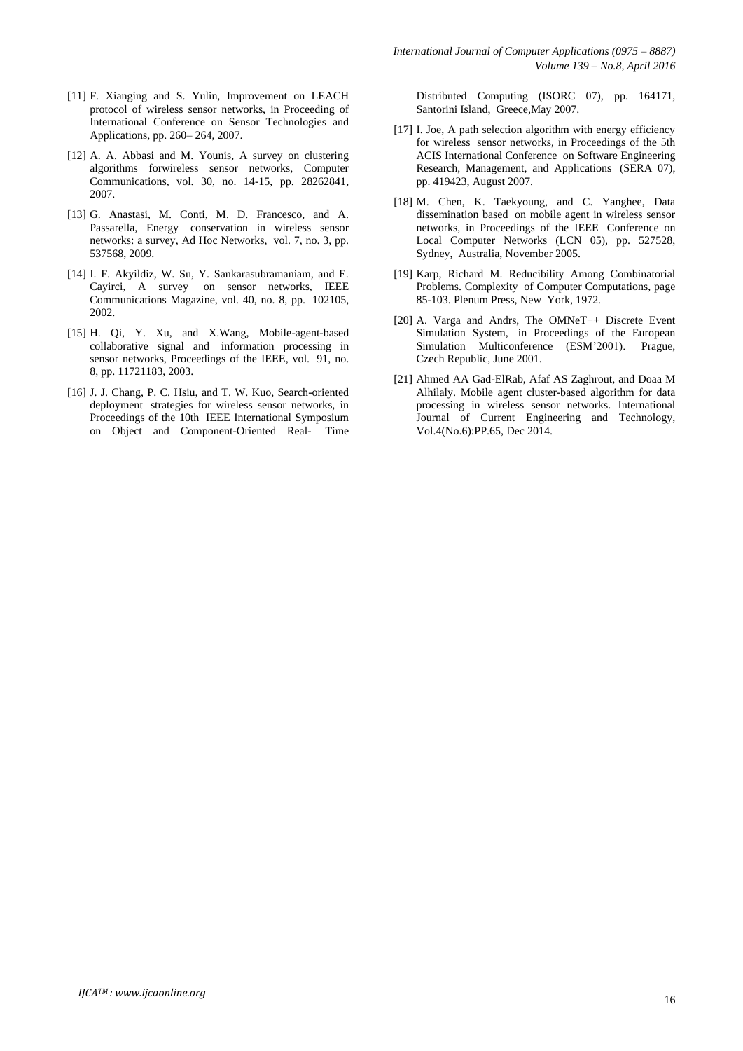[11] F. Xianging and S. Yulin, Improvement on LEACH protocol of wireless sensor networks, in Proceeding of International Conference on Sensor Technologies and Applications, pp. 260– 264, 2007.

[12] A. A. Abbasi and M. Younis, A survey on clustering algorithms forwireless sensor networks, Computer Communications, vol. 30, no. 14-15, pp. 28262841, 2007.

[13] G. Anastasi, M. Conti, M. D. Francesco, and A. Passarella, Energy conservation in wireless sensor networks: a survey, Ad Hoc Networks, vol. 7, no. 3, pp. 537568, 2009.

[14] I. F. Akyildiz, W. Su, Y. Sankarasubramaniam, and E. Cayirci, A survey on sensor networks, IEEE Communications Magazine, vol. 40, no. 8, pp. 102105, 2002.

[15] H. Qi, Y. Xu, and X.Wang, Mobile-agent-based collaborative signal and information processing in sensor networks, Proceedings of the IEEE, vol. 91, no. 8, pp. 11721183, 2003.

[16] J. J. Chang, P. C. Hsiu, and T. W. Kuo, Search-oriented deployment strategies for wireless sensor networks, in Proceedings of the 10th IEEE International Symposium on Object and Component-Oriented Real- Time Distributed Computing (ISORC 07), pp. 164171, Santorini Island, Greece,May 2007.

[17] I. Joe, A path selection algorithm with energy efficiency for wireless sensor networks, in Proceedings of the 5th ACIS International Conference on Software Engineering Research, Management, and Applications (SERA 07), pp. 419423, August 2007.

[18] M. Chen, K. Taekyoung, and C. Yanghee, Data dissemination based on mobile agent in wireless sensor networks, in Proceedings of the IEEE Conference on Local Computer Networks (LCN 05), pp. 527528, Sydney, Australia, November 2005.

[19] Karp, Richard M. Reducibility Among Combinatorial Problems. Complexity of Computer Computations, page 85-103. Plenum Press, New York, 1972.

[20] A. Varga and Andrs, The OMNeT++ Discrete Event Simulation System, in Proceedings of the European Simulation Multiconference (ESM'2001). Prague, Czech Republic, June 2001.

[21] Ahmed AA Gad-ElRab, Afaf AS Zaghrout, and Doaa M Alhilaly. Mobile agent cluster-based algorithm for data processing in wireless sensor networks. International Journal of Current Engineering and Technology, Vol.4(No.6):PP.65, Dec 2014.